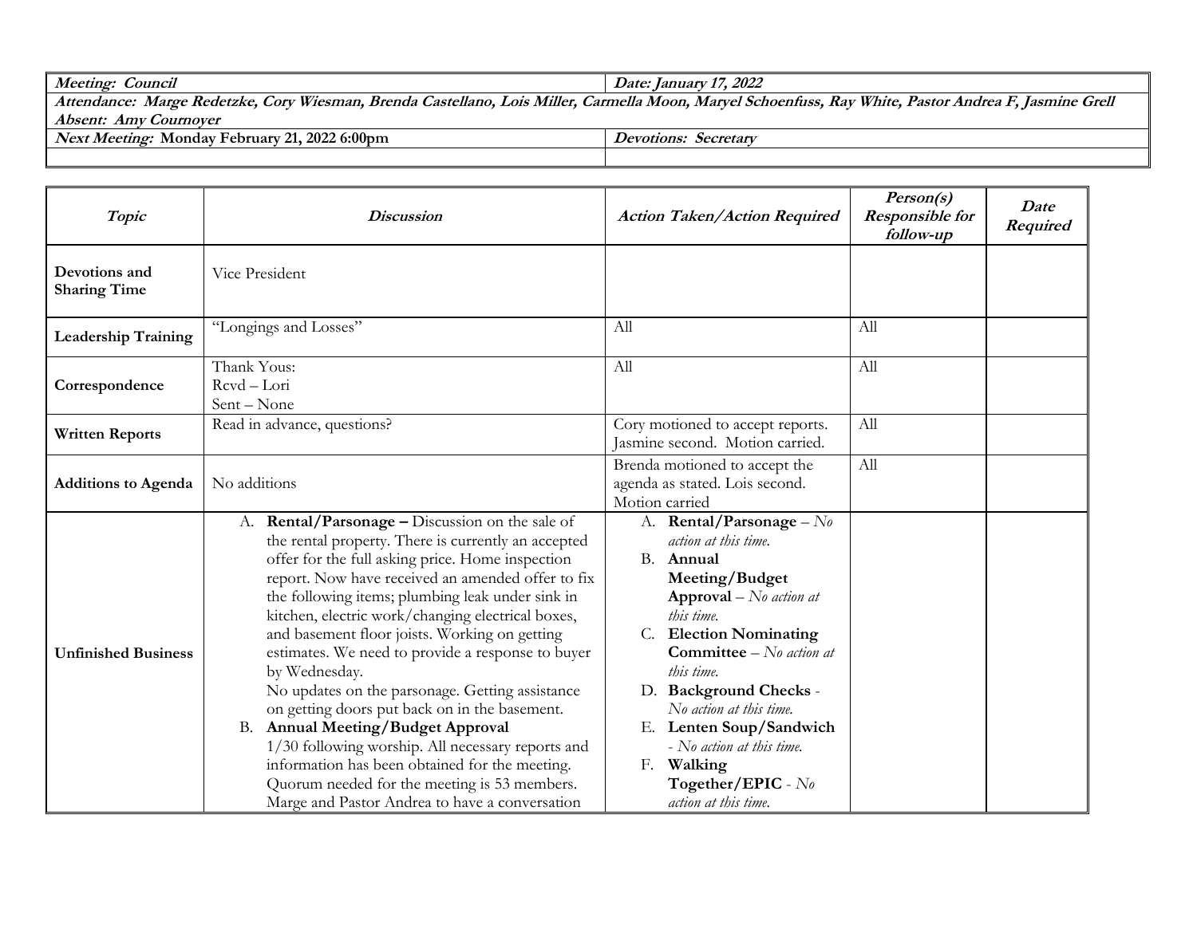| ***Meeting: Council*** | ***Date: January 17, 2022*** |
| --- | --- |
| ***Attendance: Marge Redetzke, Cory Wiesman, Brenda Castellano, Lois Miller, Carmella Moon, Maryel Schoenfuss, Ray White, Pastor Andrea F, Jasmine Grell*** | |
| ***Absent: Amy Cournoyer*** | |
| ***Next Meeting:* Monday February 21, 2022 6:00pm** | ***Devotions: Secretary*** |
| | |

| *Topic* | *Discussion* | *Action Taken/Action Required* | *Person(s) Responsible for follow-up* | *Date Required* |
| --- | --- | --- | --- | --- |
| **Devotions and Sharing Time** | Vice President | | | |
| **Leadership Training** | "Longings and Losses" | All | All | |
| **Correspondence** | Thank Yous:<br>Rcvd – Lori<br>Sent – None | All | All | |
| **Written Reports** | Read in advance, questions? | Cory motioned to accept reports. Jasmine second. Motion carried. | All | |
| **Additions to Agenda** | No additions | Brenda motioned to accept the agenda as stated. Lois second. Motion carried | All | |
| **Unfinished Business** | A. **Rental/Parsonage –** Discussion on the sale of the rental property. There is currently an accepted offer for the full asking price. Home inspection report. Now have received an amended offer to fix the following items; plumbing leak under sink in kitchen, electric work/changing electrical boxes, and basement floor joists. Working on getting estimates. We need to provide a response to buyer by Wednesday.<br>No updates on the parsonage. Getting assistance on getting doors put back on in the basement.<br>B. **Annual Meeting/Budget Approval**<br>1/30 following worship. All necessary reports and information has been obtained for the meeting. Quorum needed for the meeting is 53 members. Marge and Pastor Andrea to have a conversation | A. **Rental/Parsonage** – *No action at this time.*<br>B. **Annual Meeting/Budget Approval** – *No action at this time.*<br>C. **Election Nominating Committee** – *No action at this time.*<br>D. **Background Checks** - *No action at this time.*<br>E. **Lenten Soup/Sandwich** - *No action at this time.*<br>F. **Walking Together/EPIC** - *No action at this time.* | | |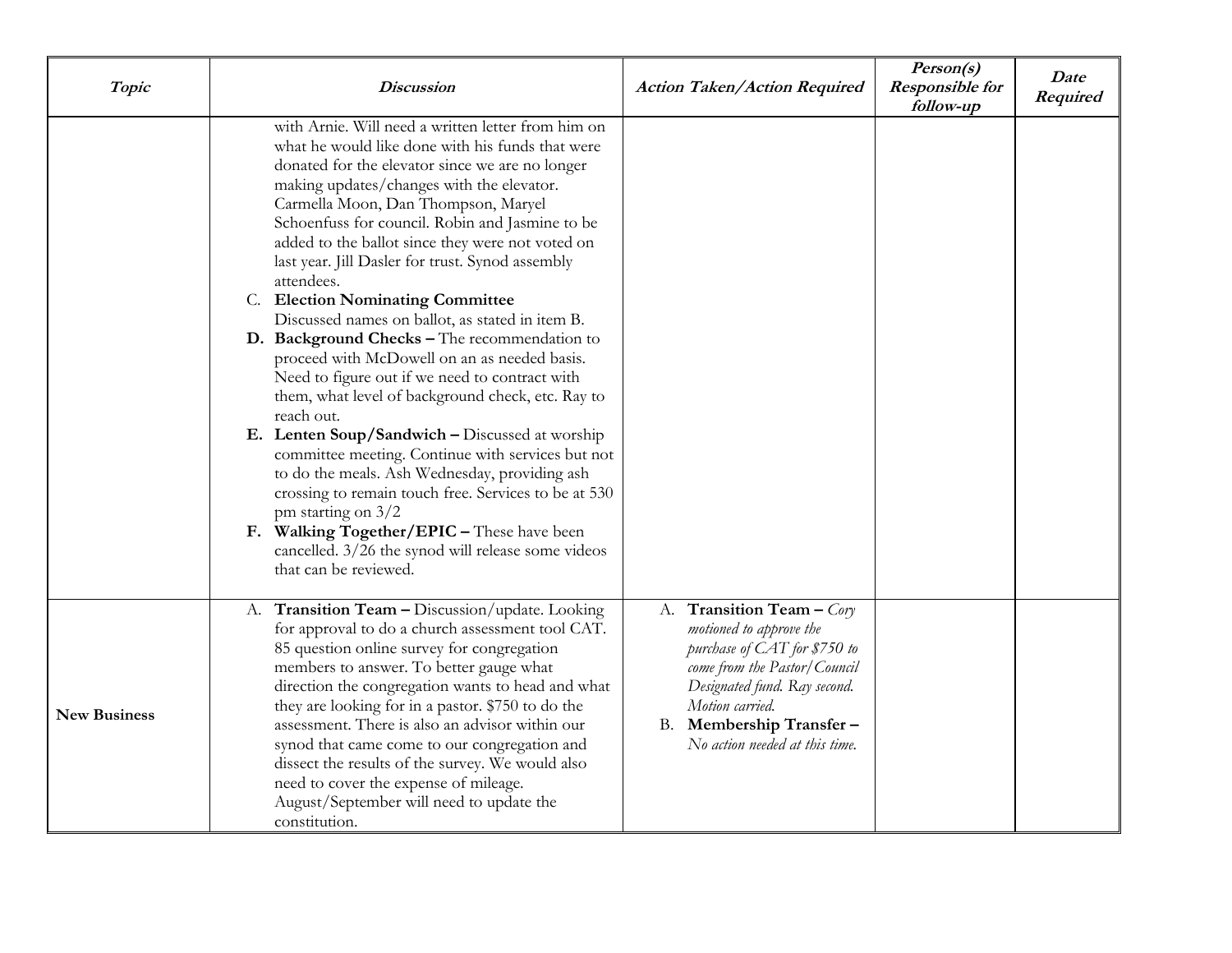| *Topic* | *Discussion* | *Action Taken/Action Required* | *Person(s) Responsible for follow-up* | *Date Required* |
|---|---|---|---|---|
| | with Arnie. Will need a written letter from him on what he would like done with his funds that were donated for the elevator since we are no longer making updates/changes with the elevator. Carmella Moon, Dan Thompson, Maryel Schoenfuss for council. Robin and Jasmine to be added to the ballot since they were not voted on last year. Jill Dasler for trust. Synod assembly attendees.<br>C. **Election Nominating Committee** Discussed names on ballot, as stated in item B.<br>**D. Background Checks –** The recommendation to proceed with McDowell on an as needed basis. Need to figure out if we need to contract with them, what level of background check, etc. Ray to reach out.<br>**E. Lenten Soup/Sandwich –** Discussed at worship committee meeting. Continue with services but not to do the meals. Ash Wednesday, providing ash crossing to remain touch free. Services to be at 530 pm starting on 3/2<br>**F. Walking Together/EPIC –** These have been cancelled. 3/26 the synod will release some videos that can be reviewed. | | | |
| **New Business** | A. **Transition Team –** Discussion/update. Looking for approval to do a church assessment tool CAT. 85 question online survey for congregation members to answer. To better gauge what direction the congregation wants to head and what they are looking for in a pastor. $750 to do the assessment. There is also an advisor within our synod that came come to our congregation and dissect the results of the survey. We would also need to cover the expense of mileage. August/September will need to update the constitution. | A. **Transition Team –** *Cory motioned to approve the purchase of CAT for $750 to come from the Pastor/Council Designated fund. Ray second. Motion carried.*<br>B. **Membership Transfer –** *No action needed at this time.* | | |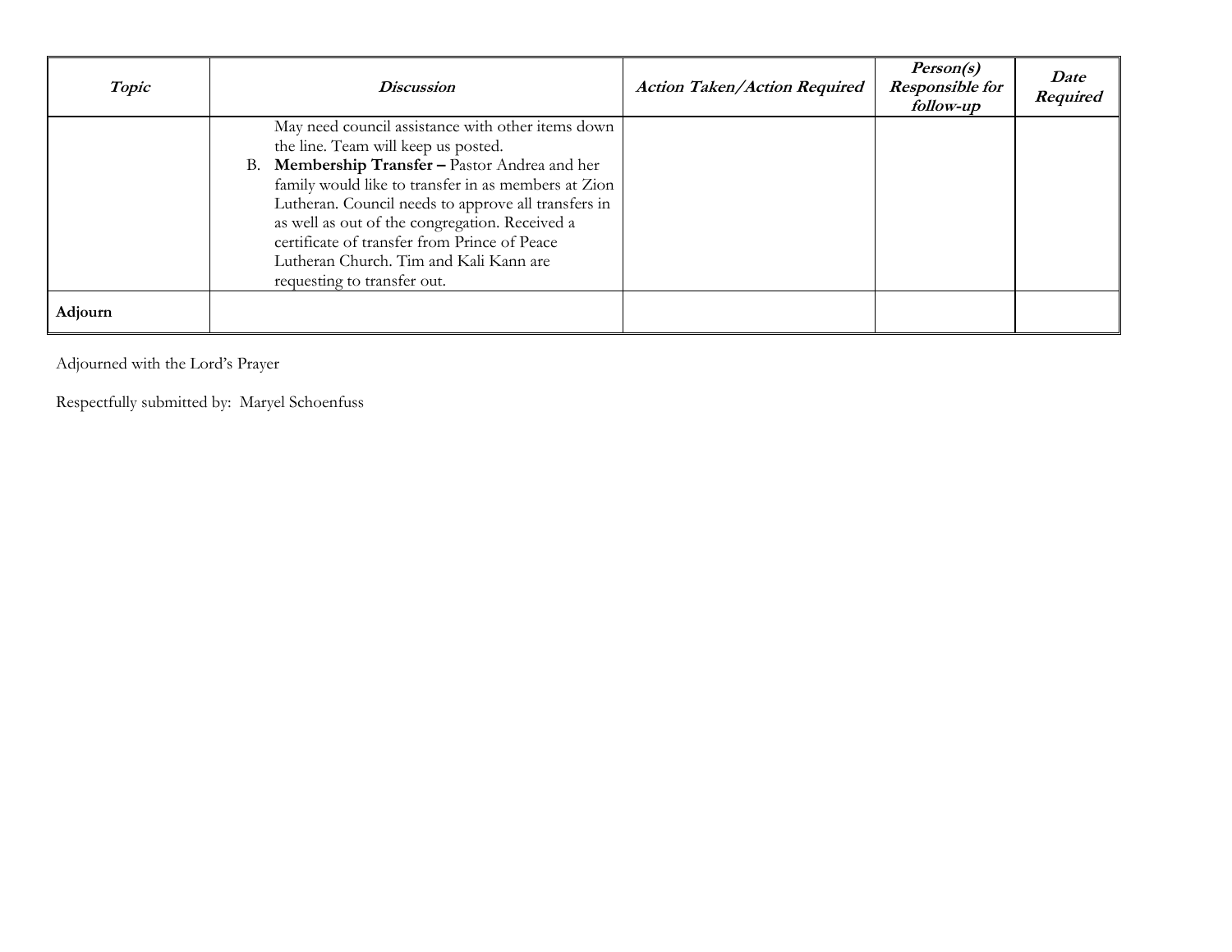| *Topic* | *Discussion* | *Action Taken/Action Required* | *Person(s) Responsible for follow-up* | *Date Required* |
|---|---|---|---|---|
| | May need council assistance with other items down the line. Team will keep us posted.<br>B. **Membership Transfer –** Pastor Andrea and her family would like to transfer in as members at Zion Lutheran. Council needs to approve all transfers in as well as out of the congregation. Received a certificate of transfer from Prince of Peace Lutheran Church. Tim and Kali Kann are requesting to transfer out. | | | |
| **Adjourn** | | | | |

Adjourned with the Lord's Prayer

Respectfully submitted by: Maryel Schoenfuss